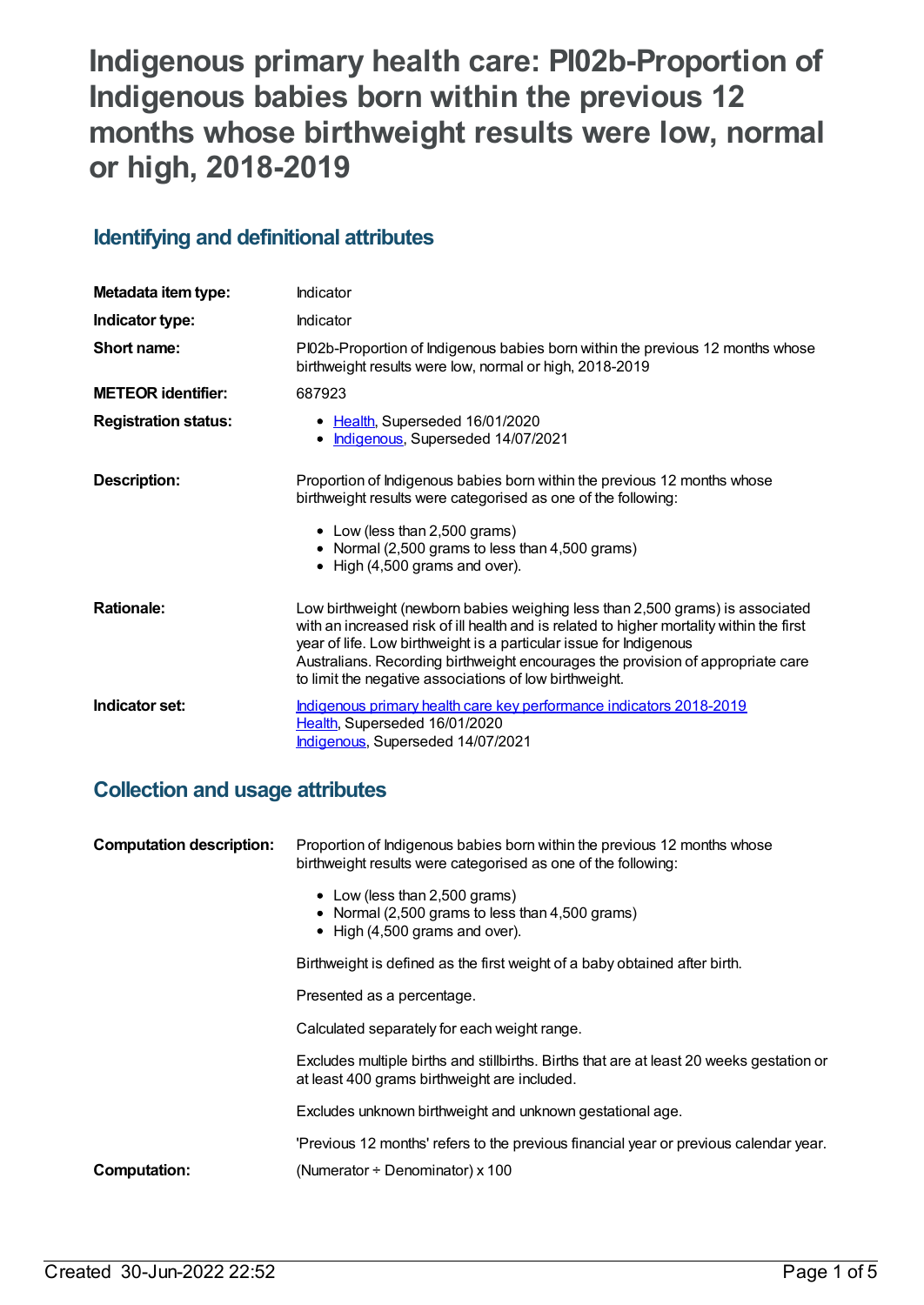# Indigenous primary health care: PI02b-Proportion of Indigenous babies born within the previous 12 months whose birthweight results were low, normal or high, 2018-2019

## Identifying and definitional attributes

| | |
|---|---|
| **Metadata item type:** | Indicator |
| **Indicator type:** | Indicator |
| **Short name:** | PI02b-Proportion of Indigenous babies born within the previous 12 months whose birthweight results were low, normal or high, 2018-2019 |
| **METEOR identifier:** | 687923 |
| **Registration status:** | • Health, Superseded 16/01/2020<br>• Indigenous, Superseded 14/07/2021 |
| **Description:** | Proportion of Indigenous babies born within the previous 12 months whose birthweight results were categorised as one of the following:<br>• Low (less than 2,500 grams)<br>• Normal (2,500 grams to less than 4,500 grams)<br>• High (4,500 grams and over). |
| **Rationale:** | Low birthweight (newborn babies weighing less than 2,500 grams) is associated with an increased risk of ill health and is related to higher mortality within the first year of life. Low birthweight is a particular issue for Indigenous Australians. Recording birthweight encourages the provision of appropriate care to limit the negative associations of low birthweight. |
| **Indicator set:** | Indigenous primary health care key performance indicators 2018-2019<br>Health, Superseded 16/01/2020<br>Indigenous, Superseded 14/07/2021 |

## Collection and usage attributes

| | |
|---|---|
| **Computation description:** | Proportion of Indigenous babies born within the previous 12 months whose birthweight results were categorised as one of the following:<br>• Low (less than 2,500 grams)<br>• Normal (2,500 grams to less than 4,500 grams)<br>• High (4,500 grams and over).<br><br>Birthweight is defined as the first weight of a baby obtained after birth.<br><br>Presented as a percentage.<br><br>Calculated separately for each weight range.<br><br>Excludes multiple births and stillbirths. Births that are at least 20 weeks gestation or at least 400 grams birthweight are included.<br><br>Excludes unknown birthweight and unknown gestational age.<br><br>'Previous 12 months' refers to the previous financial year or previous calendar year. |
| **Computation:** | (Numerator ÷ Denominator) x 100 |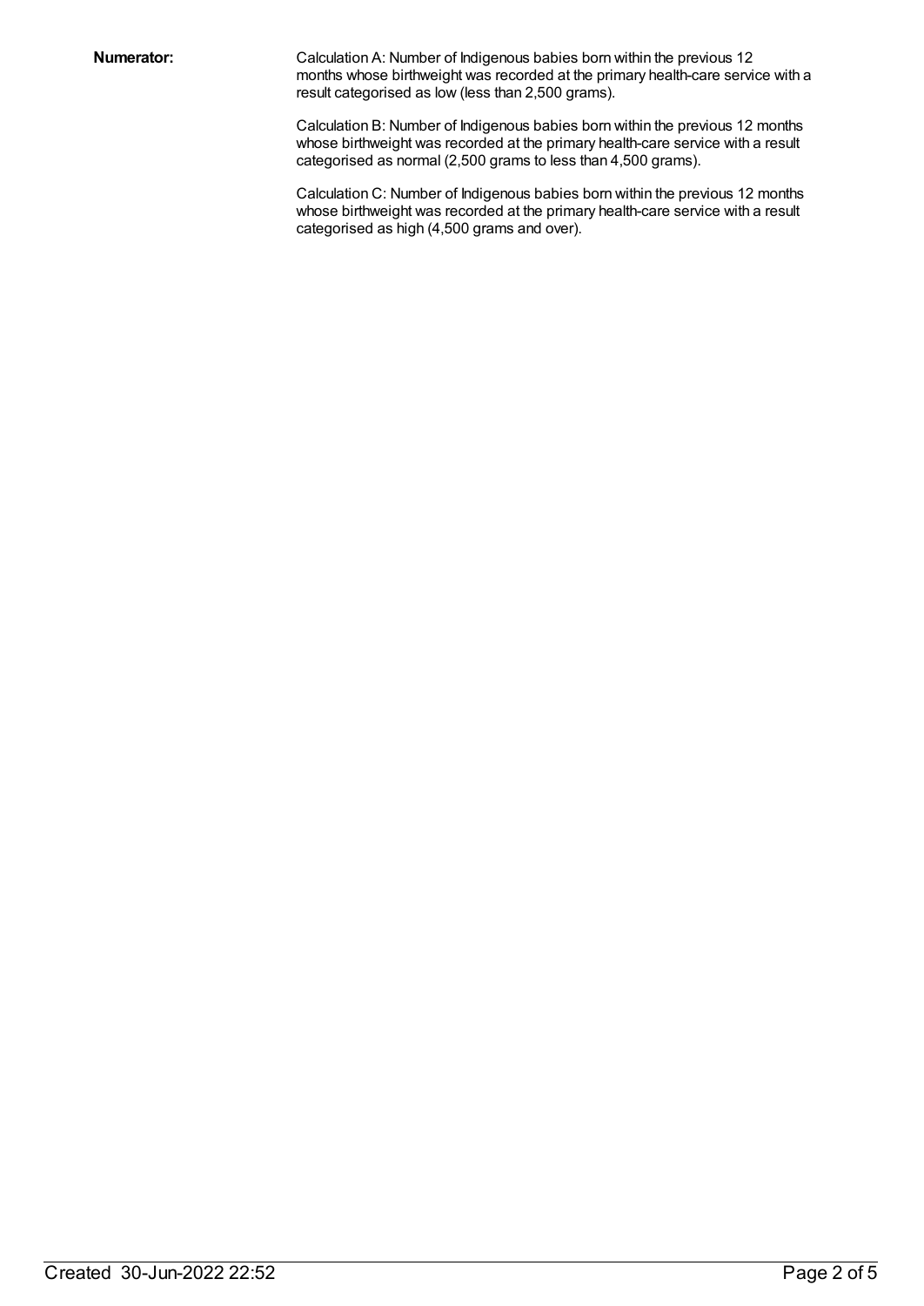**Numerator:**

Calculation A: Number of Indigenous babies born within the previous 12 months whose birthweight was recorded at the primary health-care service with a result categorised as low (less than 2,500 grams).

Calculation B: Number of Indigenous babies born within the previous 12 months whose birthweight was recorded at the primary health-care service with a result categorised as normal (2,500 grams to less than 4,500 grams).

Calculation C: Number of Indigenous babies born within the previous 12 months whose birthweight was recorded at the primary health-care service with a result categorised as high (4,500 grams and over).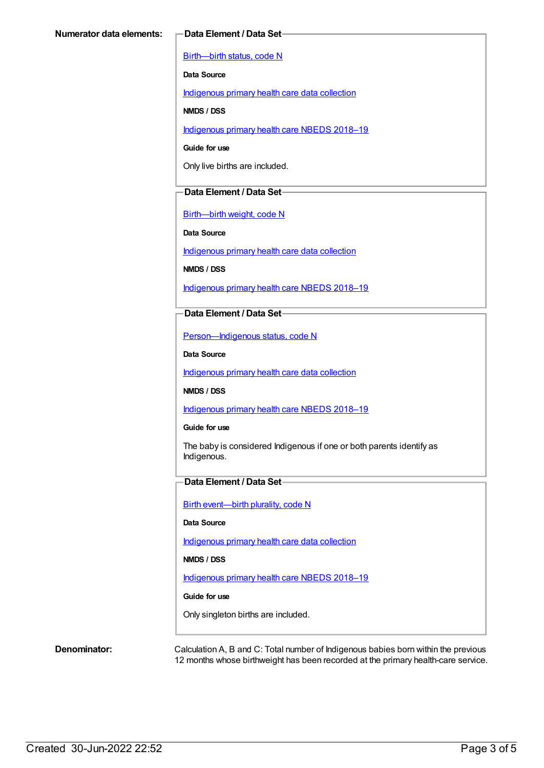**Numerator data elements:**

**Data Element / Data Set**

Birth—birth status, code N

**Data Source**

Indigenous primary health care data collection

**NMDS / DSS**

Indigenous primary health care NBEDS 2018–19

**Guide for use**

Only live births are included.

**Data Element / Data Set**

Birth—birth weight, code N

**Data Source**

Indigenous primary health care data collection

**NMDS / DSS**

Indigenous primary health care NBEDS 2018–19

**Data Element / Data Set**

Person—Indigenous status, code N

**Data Source**

Indigenous primary health care data collection

**NMDS / DSS**

Indigenous primary health care NBEDS 2018–19

**Guide for use**

The baby is considered Indigenous if one or both parents identify as Indigenous.

**Data Element / Data Set**

Birth event—birth plurality, code N

**Data Source**

Indigenous primary health care data collection

**NMDS / DSS**

Indigenous primary health care NBEDS 2018–19

**Guide for use**

Only singleton births are included.

**Denominator:**

Calculation A, B and C: Total number of Indigenous babies born within the previous 12 months whose birthweight has been recorded at the primary health-care service.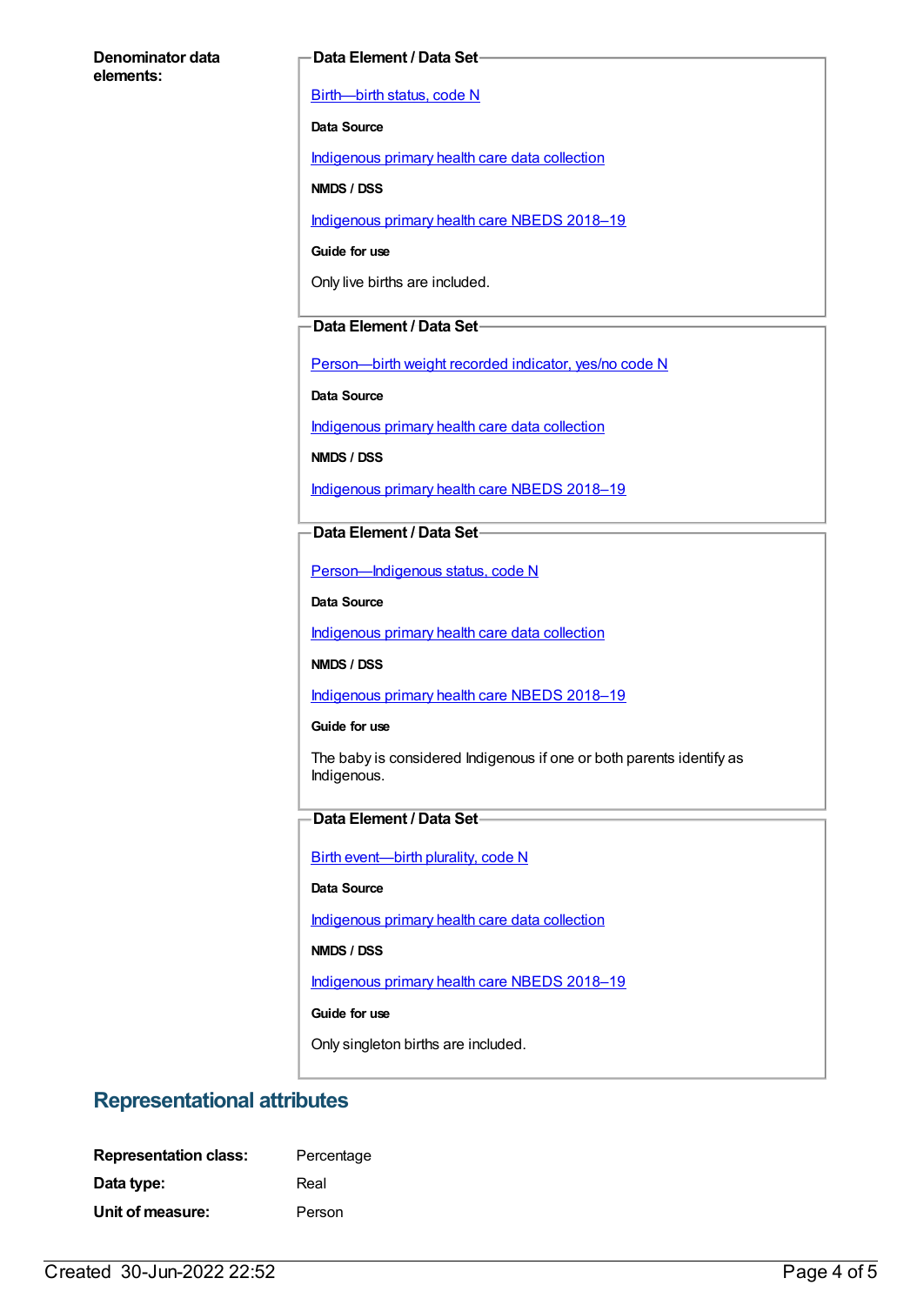**Denominator data elements:**

**Data Element / Data Set**

[Birth—birth status, code N]

**Data Source**

[Indigenous primary health care data collection]

**NMDS / DSS**

[Indigenous primary health care NBEDS 2018–19]

**Guide for use**

Only live births are included.

**Data Element / Data Set**

[Person—birth weight recorded indicator, yes/no code N]

**Data Source**

[Indigenous primary health care data collection]

**NMDS / DSS**

[Indigenous primary health care NBEDS 2018–19]

**Data Element / Data Set**

[Person—Indigenous status, code N]

**Data Source**

[Indigenous primary health care data collection]

**NMDS / DSS**

[Indigenous primary health care NBEDS 2018–19]

**Guide for use**

The baby is considered Indigenous if one or both parents identify as Indigenous.

**Data Element / Data Set**

[Birth event—birth plurality, code N]

**Data Source**

[Indigenous primary health care data collection]

**NMDS / DSS**

[Indigenous primary health care NBEDS 2018–19]

**Guide for use**

Only singleton births are included.

## Representational attributes

**Representation class:** Percentage

**Data type:** Real

**Unit of measure:** Person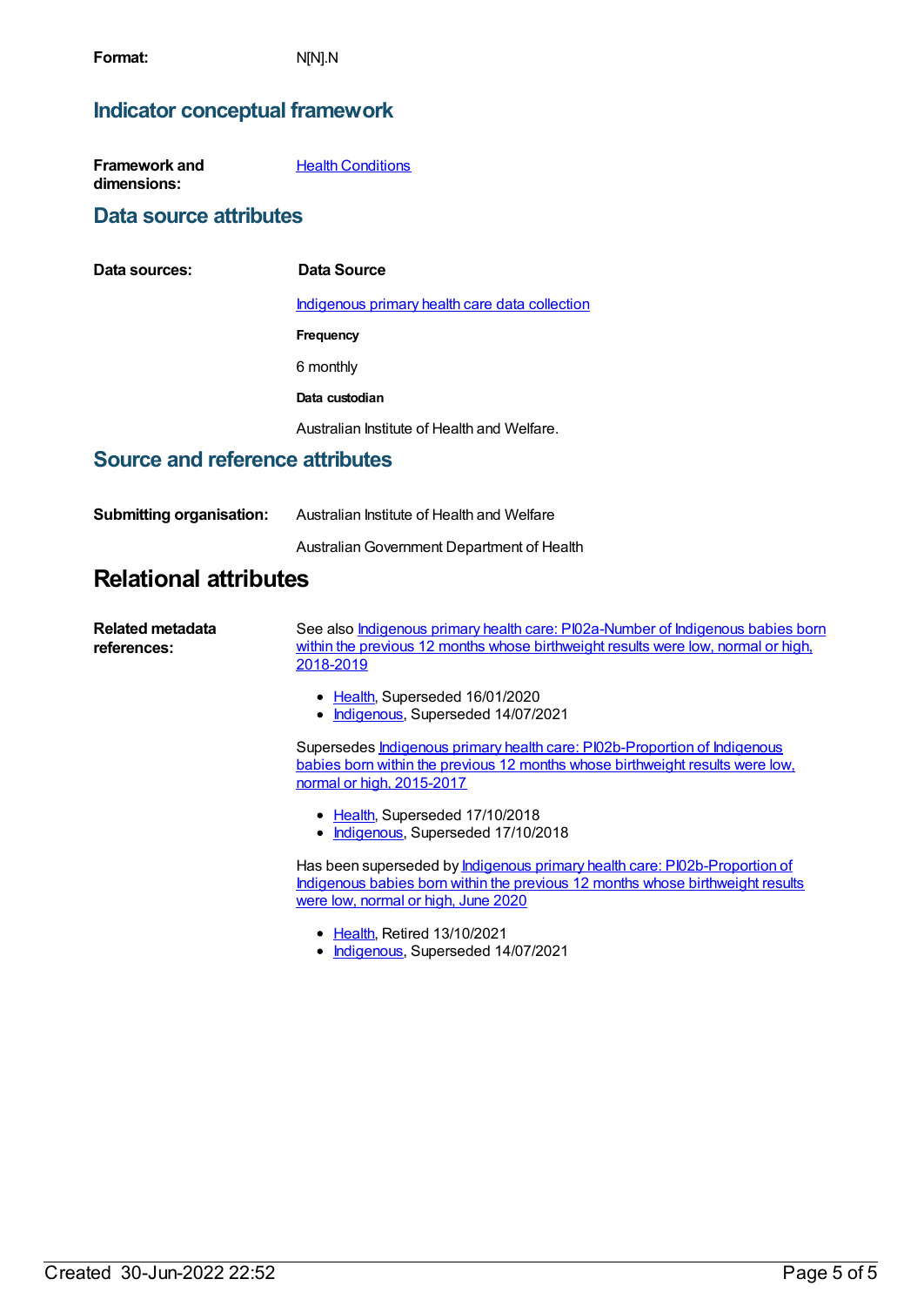**Format:** N[N].N

## Indicator conceptual framework

**Framework and dimensions:** Health Conditions

## Data source attributes

**Data sources:**

**Data Source**

Indigenous primary health care data collection

**Frequency**

6 monthly

**Data custodian**

Australian Institute of Health and Welfare.

## Source and reference attributes

**Submitting organisation:** Australian Institute of Health and Welfare

Australian Government Department of Health

# Relational attributes

**Related metadata references:**

See also Indigenous primary health care: PI02a-Number of Indigenous babies born within the previous 12 months whose birthweight results were low, normal or high, 2018-2019

- Health, Superseded 16/01/2020
- Indigenous, Superseded 14/07/2021

Supersedes Indigenous primary health care: PI02b-Proportion of Indigenous babies born within the previous 12 months whose birthweight results were low, normal or high, 2015-2017

- Health, Superseded 17/10/2018
- Indigenous, Superseded 17/10/2018

Has been superseded by Indigenous primary health care: PI02b-Proportion of Indigenous babies born within the previous 12 months whose birthweight results were low, normal or high, June 2020

- Health, Retired 13/10/2021
- Indigenous, Superseded 14/07/2021